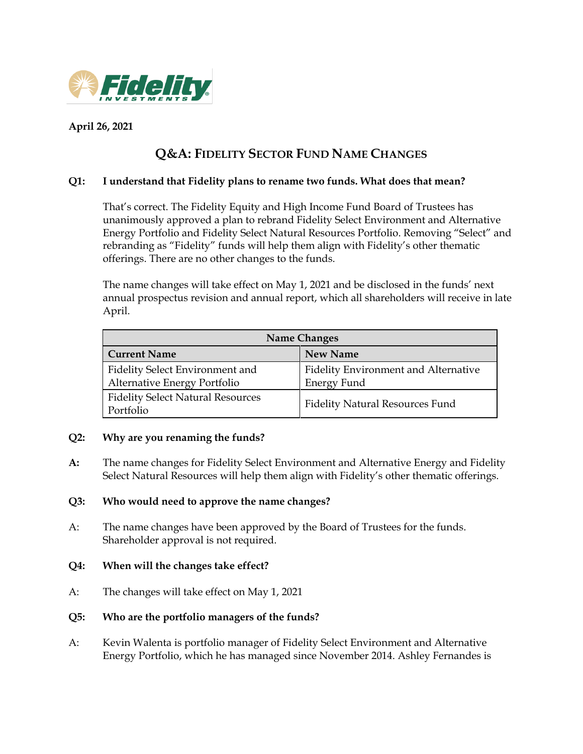**April 26, 2021**

# Q&A: Fidelity Sector Fund Name Changes

**Q1: I understand that Fidelity plans to rename two funds. What does that mean?**

That's correct. The Fidelity Equity and High Income Fund Board of Trustees has unanimously approved a plan to rebrand Fidelity Select Environment and Alternative Energy Portfolio and Fidelity Select Natural Resources Portfolio. Removing "Select" and rebranding as "Fidelity" funds will help them align with Fidelity's other thematic offerings. There are no other changes to the funds.

The name changes will take effect on May 1, 2021 and be disclosed in the funds' next annual prospectus revision and annual report, which all shareholders will receive in late April.

| Name Changes | |
|---|---|
| **Current Name** | **New Name** |
| Fidelity Select Environment and Alternative Energy Portfolio | Fidelity Environment and Alternative Energy Fund |
| Fidelity Select Natural Resources Portfolio | Fidelity Natural Resources Fund |

**Q2: Why are you renaming the funds?**

**A:** The name changes for Fidelity Select Environment and Alternative Energy and Fidelity Select Natural Resources will help them align with Fidelity's other thematic offerings.

**Q3: Who would need to approve the name changes?**

A: The name changes have been approved by the Board of Trustees for the funds. Shareholder approval is not required.

**Q4: When will the changes take effect?**

A: The changes will take effect on May 1, 2021

**Q5: Who are the portfolio managers of the funds?**

A: Kevin Walenta is portfolio manager of Fidelity Select Environment and Alternative Energy Portfolio, which he has managed since November 2014. Ashley Fernandes is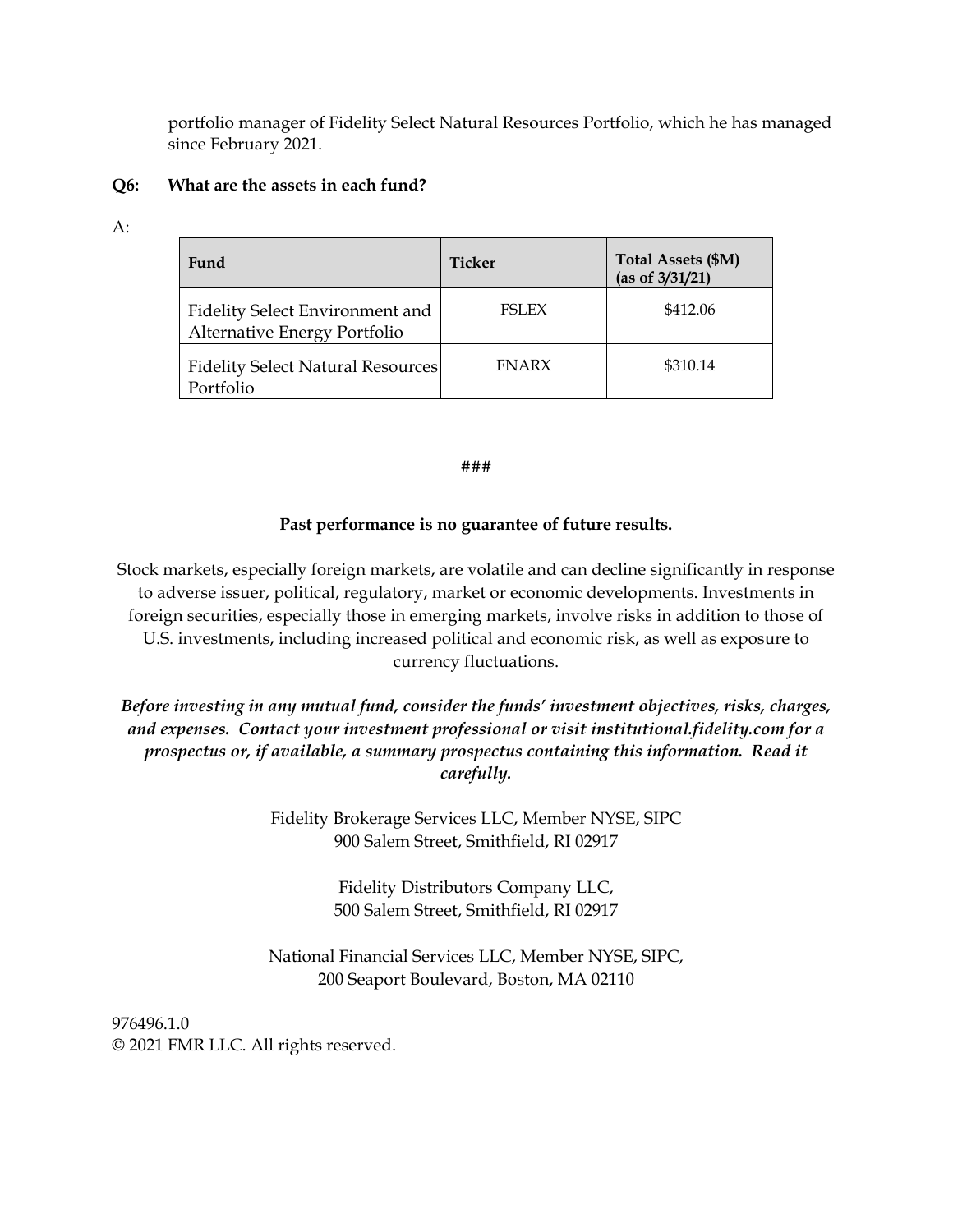portfolio manager of Fidelity Select Natural Resources Portfolio, which he has managed since February 2021.

**Q6: What are the assets in each fund?**

A:

| Fund | Ticker | Total Assets ($M) (as of 3/31/21) |
|---|---|---|
| Fidelity Select Environment and Alternative Energy Portfolio | FSLEX | $412.06 |
| Fidelity Select Natural Resources Portfolio | FNARX | $310.14 |

###

**Past performance is no guarantee of future results.**

Stock markets, especially foreign markets, are volatile and can decline significantly in response to adverse issuer, political, regulatory, market or economic developments. Investments in foreign securities, especially those in emerging markets, involve risks in addition to those of U.S. investments, including increased political and economic risk, as well as exposure to currency fluctuations.

***Before investing in any mutual fund, consider the funds' investment objectives, risks, charges, and expenses. Contact your investment professional or visit institutional.fidelity.com for a prospectus or, if available, a summary prospectus containing this information. Read it carefully.***

Fidelity Brokerage Services LLC, Member NYSE, SIPC
900 Salem Street, Smithfield, RI 02917

Fidelity Distributors Company LLC,
500 Salem Street, Smithfield, RI 02917

National Financial Services LLC, Member NYSE, SIPC,
200 Seaport Boulevard, Boston, MA 02110

976496.1.0
© 2021 FMR LLC. All rights reserved.